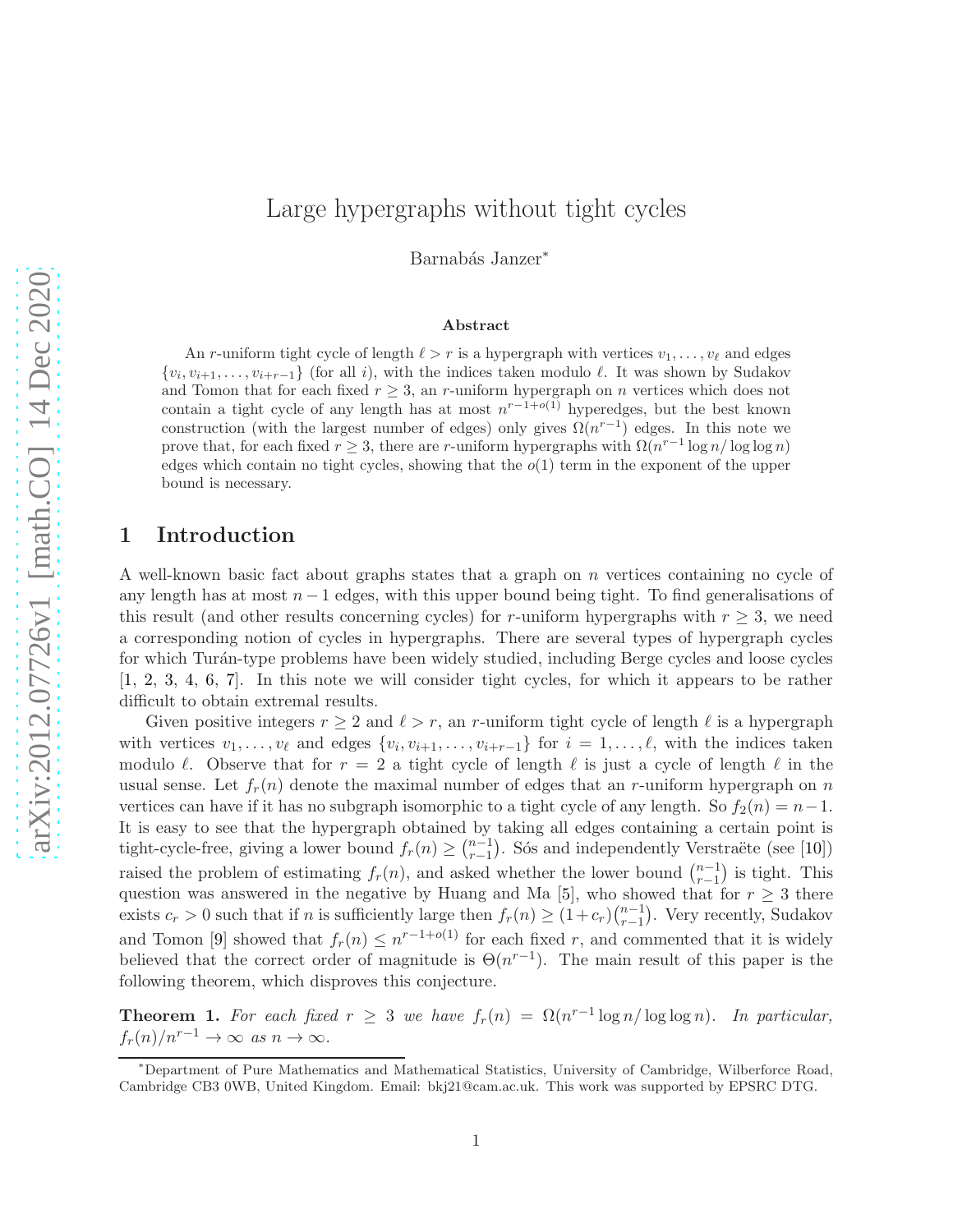# Large hypergraphs without tight cycles

Barnabás Janzer*

### Abstract

An $r$-uniform tight cycle of length $\ell > r$ is a hypergraph with vertices $v_1, \ldots, v_\ell$ and edges $\{v_i, v_{i+1}, \ldots, v_{i+r-1}\}$ (for all $i$), with the indices taken modulo $\ell$. It was shown by Sudakov and Tomon that for each fixed $r \geq 3$, an $r$-uniform hypergraph on $n$ vertices which does not contain a tight cycle of any length has at most $n^{r-1+o(1)}$ hyperedges, but the best known construction (with the largest number of edges) only gives $\Omega(n^{r-1})$ edges. In this note we prove that, for each fixed $r \geq 3$, there are $r$-uniform hypergraphs with $\Omega(n^{r-1} \log n / \log \log n)$ edges which contain no tight cycles, showing that the $o(1)$ term in the exponent of the upper bound is necessary.

## 1 Introduction

A well-known basic fact about graphs states that a graph on $n$ vertices containing no cycle of any length has at most $n-1$ edges, with this upper bound being tight. To find generalisations of this result (and other results concerning cycles) for $r$-uniform hypergraphs with $r \geq 3$, we need a corresponding notion of cycles in hypergraphs. There are several types of hypergraph cycles for which Turán-type problems have been widely studied, including Berge cycles and loose cycles [1, 2, 3, 4, 6, 7]. In this note we will consider tight cycles, for which it appears to be rather difficult to obtain extremal results.

Given positive integers $r \geq 2$ and $\ell > r$, an $r$-uniform tight cycle of length $\ell$ is a hypergraph with vertices $v_1, \ldots, v_\ell$ and edges $\{v_i, v_{i+1}, \ldots, v_{i+r-1}\}$ for $i = 1, \ldots, \ell$, with the indices taken modulo $\ell$. Observe that for $r = 2$ a tight cycle of length $\ell$ is just a cycle of length $\ell$ in the usual sense. Let $f_r(n)$ denote the maximal number of edges that an $r$-uniform hypergraph on $n$ vertices can have if it has no subgraph isomorphic to a tight cycle of any length. So $f_2(n) = n-1$. It is easy to see that the hypergraph obtained by taking all edges containing a certain point is tight-cycle-free, giving a lower bound $f_r(n) \geq \binom{n-1}{r-1}$. Sós and independently Verstraëte (see [10]) raised the problem of estimating $f_r(n)$, and asked whether the lower bound $\binom{n-1}{r-1}$ is tight. This question was answered in the negative by Huang and Ma [5], who showed that for $r \geq 3$ there exists $c_r > 0$ such that if $n$ is sufficiently large then $f_r(n) \geq (1 + c_r)\binom{n-1}{r-1}$. Very recently, Sudakov and Tomon [9] showed that $f_r(n) \leq n^{r-1+o(1)}$ for each fixed $r$, and commented that it is widely believed that the correct order of magnitude is $\Theta(n^{r-1})$. The main result of this paper is the following theorem, which disproves this conjecture.

**Theorem 1.** *For each fixed $r \geq 3$ we have $f_r(n) = \Omega(n^{r-1} \log n / \log \log n)$. In particular, $f_r(n)/n^{r-1} \to \infty$ as $n \to \infty$.*

*Department of Pure Mathematics and Mathematical Statistics, University of Cambridge, Wilberforce Road, Cambridge CB3 0WB, United Kingdom. Email: bkj21@cam.ac.uk. This work was supported by EPSRC DTG.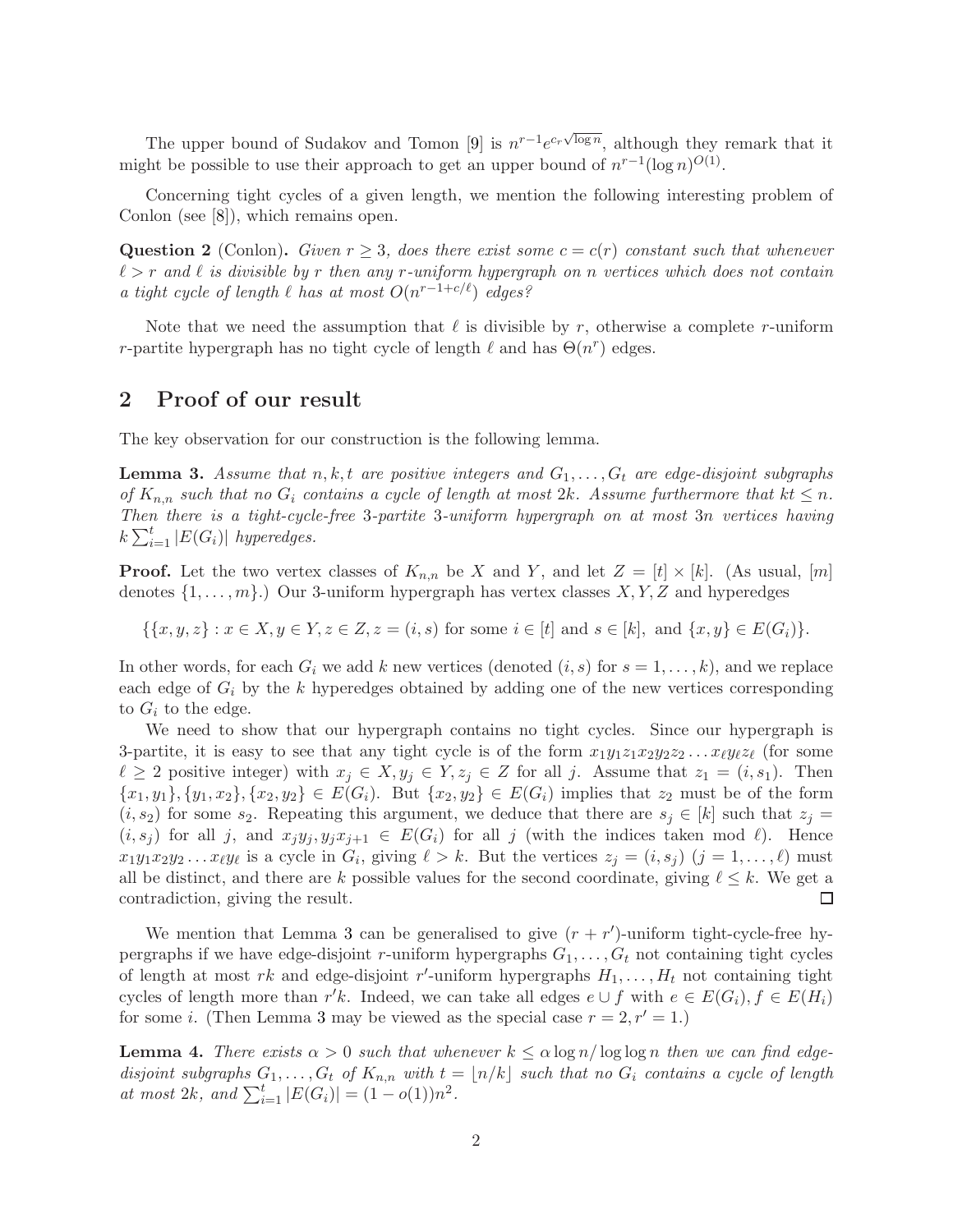The upper bound of Sudakov and Tomon [9] is $n^{r-1}e^{c_r\sqrt{\log n}}$, although they remark that it might be possible to use their approach to get an upper bound of $n^{r-1}(\log n)^{O(1)}$.

Concerning tight cycles of a given length, we mention the following interesting problem of Conlon (see [8]), which remains open.

**Question 2** (Conlon)**.** *Given $r \geq 3$, does there exist some $c = c(r)$ constant such that whenever $\ell > r$ and $\ell$ is divisible by $r$ then any $r$-uniform hypergraph on $n$ vertices which does not contain a tight cycle of length $\ell$ has at most $O(n^{r-1+c/\ell})$ edges?*

Note that we need the assumption that $\ell$ is divisible by $r$, otherwise a complete $r$-uniform $r$-partite hypergraph has no tight cycle of length $\ell$ and has $\Theta(n^r)$ edges.

## 2 Proof of our result

The key observation for our construction is the following lemma.

**Lemma 3.** *Assume that $n, k, t$ are positive integers and $G_1, \ldots, G_t$ are edge-disjoint subgraphs of $K_{n,n}$ such that no $G_i$ contains a cycle of length at most $2k$. Assume furthermore that $kt \leq n$. Then there is a tight-cycle-free 3-partite 3-uniform hypergraph on at most $3n$ vertices having $k\sum_{i=1}^{t}|E(G_i)|$ hyperedges.*

**Proof.** Let the two vertex classes of $K_{n,n}$ be $X$ and $Y$, and let $Z = [t] \times [k]$. (As usual, $[m]$ denotes $\{1, \ldots, m\}$.) Our 3-uniform hypergraph has vertex classes $X, Y, Z$ and hyperedges

$$\{\{x, y, z\} : x \in X, y \in Y, z \in Z, z = (i, s) \text{ for some } i \in [t] \text{ and } s \in [k], \text{ and } \{x, y\} \in E(G_i)\}.$$

In other words, for each $G_i$ we add $k$ new vertices (denoted $(i, s)$ for $s = 1, \ldots, k$), and we replace each edge of $G_i$ by the $k$ hyperedges obtained by adding one of the new vertices corresponding to $G_i$ to the edge.

We need to show that our hypergraph contains no tight cycles. Since our hypergraph is 3-partite, it is easy to see that any tight cycle is of the form $x_1y_1z_1x_2y_2z_2\ldots x_\ell y_\ell z_\ell$ (for some $\ell \geq 2$ positive integer) with $x_j \in X, y_j \in Y, z_j \in Z$ for all $j$. Assume that $z_1 = (i, s_1)$. Then $\{x_1, y_1\}, \{y_1, x_2\}, \{x_2, y_2\} \in E(G_i)$. But $\{x_2, y_2\} \in E(G_i)$ implies that $z_2$ must be of the form $(i, s_2)$ for some $s_2$. Repeating this argument, we deduce that there are $s_j \in [k]$ such that $z_j = (i, s_j)$ for all $j$, and $x_jy_j, y_jx_{j+1} \in E(G_i)$ for all $j$ (with the indices taken mod $\ell$). Hence $x_1y_1x_2y_2\ldots x_\ell y_\ell$ is a cycle in $G_i$, giving $\ell > k$. But the vertices $z_j = (i, s_j)$ $(j = 1, \ldots, \ell)$ must all be distinct, and there are $k$ possible values for the second coordinate, giving $\ell \leq k$. We get a contradiction, giving the result. $\square$

We mention that Lemma 3 can be generalised to give $(r + r')$-uniform tight-cycle-free hypergraphs if we have edge-disjoint $r$-uniform hypergraphs $G_1, \ldots, G_t$ not containing tight cycles of length at most $rk$ and edge-disjoint $r'$-uniform hypergraphs $H_1, \ldots, H_t$ not containing tight cycles of length more than $r'k$. Indeed, we can take all edges $e \cup f$ with $e \in E(G_i), f \in E(H_i)$ for some $i$. (Then Lemma 3 may be viewed as the special case $r = 2, r' = 1$.)

**Lemma 4.** *There exists $\alpha > 0$ such that whenever $k \leq \alpha \log n/\log\log n$ then we can find edge-disjoint subgraphs $G_1, \ldots, G_t$ of $K_{n,n}$ with $t = \lfloor n/k \rfloor$ such that no $G_i$ contains a cycle of length at most $2k$, and $\sum_{i=1}^{t}|E(G_i)| = (1 - o(1))n^2$.*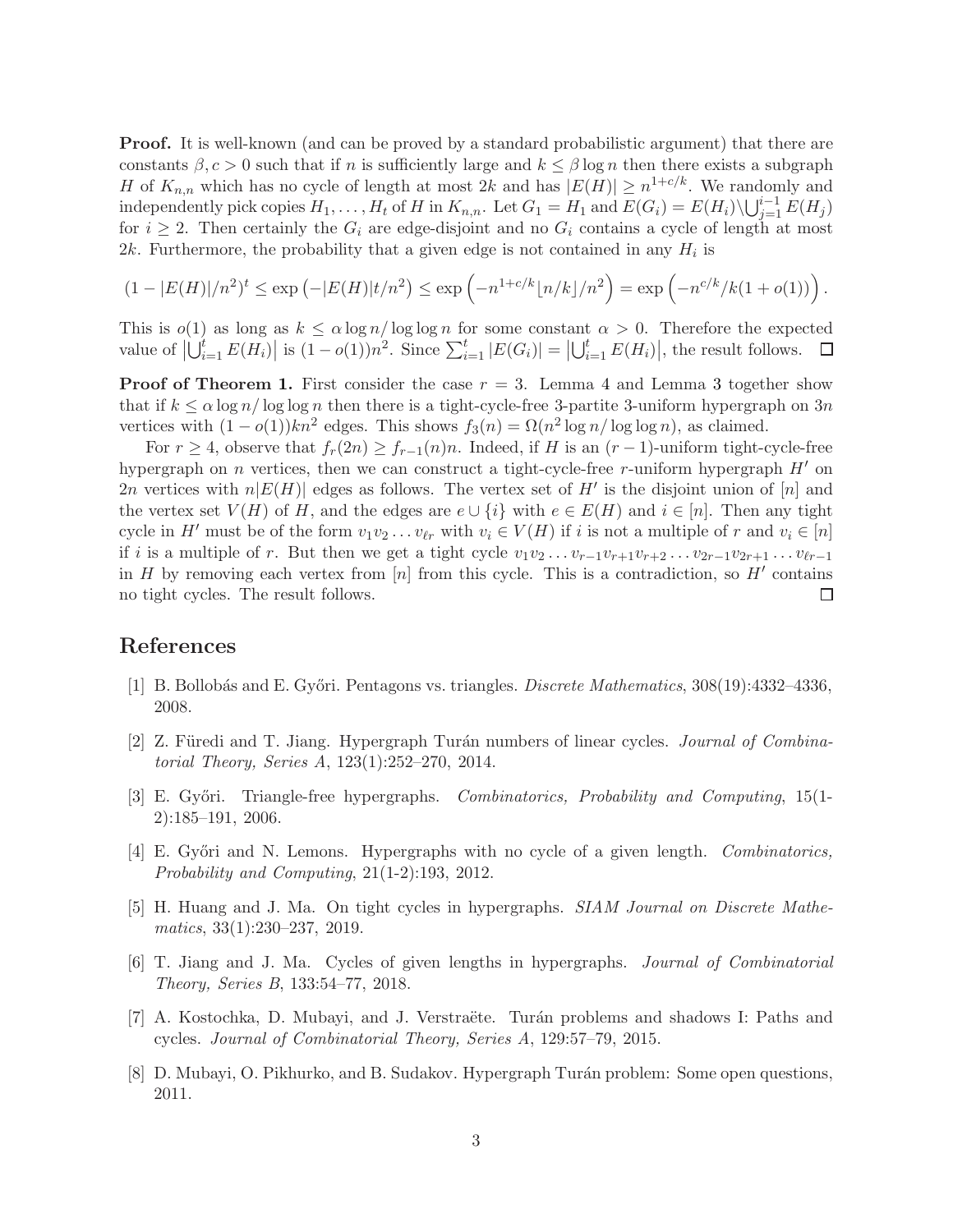**Proof.** It is well-known (and can be proved by a standard probabilistic argument) that there are constants $\beta, c > 0$ such that if $n$ is sufficiently large and $k \leq \beta \log n$ then there exists a subgraph $H$ of $K_{n,n}$ which has no cycle of length at most $2k$ and has $|E(H)| \geq n^{1+c/k}$. We randomly and independently pick copies $H_1, \ldots, H_t$ of $H$ in $K_{n,n}$. Let $G_1 = H_1$ and $E(G_i) = E(H_i) \backslash \bigcup_{j=1}^{i-1} E(H_j)$ for $i \geq 2$. Then certainly the $G_i$ are edge-disjoint and no $G_i$ contains a cycle of length at most $2k$. Furthermore, the probability that a given edge is not contained in any $H_i$ is

$$(1 - |E(H)|/n^2)^t \leq \exp\left(-|E(H)|t/n^2\right) \leq \exp\left(-n^{1+c/k}\lfloor n/k \rfloor/n^2\right) = \exp\left(-n^{c/k}/k(1+o(1))\right).$$

This is $o(1)$ as long as $k \leq \alpha \log n / \log \log n$ for some constant $\alpha > 0$. Therefore the expected value of $\left|\bigcup_{i=1}^{t} E(H_i)\right|$ is $(1 - o(1))n^2$. Since $\sum_{i=1}^{t} |E(G_i)| = \left|\bigcup_{i=1}^{t} E(H_i)\right|$, the result follows. $\square$

**Proof of Theorem 1.** First consider the case $r = 3$. Lemma 4 and Lemma 3 together show that if $k \leq \alpha \log n / \log \log n$ then there is a tight-cycle-free 3-partite 3-uniform hypergraph on $3n$ vertices with $(1 - o(1))kn^2$ edges. This shows $f_3(n) = \Omega(n^2 \log n / \log \log n)$, as claimed.

For $r \geq 4$, observe that $f_r(2n) \geq f_{r-1}(n)n$. Indeed, if $H$ is an $(r-1)$-uniform tight-cycle-free hypergraph on $n$ vertices, then we can construct a tight-cycle-free $r$-uniform hypergraph $H'$ on $2n$ vertices with $n|E(H)|$ edges as follows. The vertex set of $H'$ is the disjoint union of $[n]$ and the vertex set $V(H)$ of $H$, and the edges are $e \cup \{i\}$ with $e \in E(H)$ and $i \in [n]$. Then any tight cycle in $H'$ must be of the form $v_1 v_2 \ldots v_{\ell r}$ with $v_i \in V(H)$ if $i$ is not a multiple of $r$ and $v_i \in [n]$ if $i$ is a multiple of $r$. But then we get a tight cycle $v_1 v_2 \ldots v_{r-1} v_{r+1} v_{r+2} \ldots v_{2r-1} v_{2r+1} \ldots v_{\ell r-1}$ in $H$ by removing each vertex from $[n]$ from this cycle. This is a contradiction, so $H'$ contains no tight cycles. The result follows. $\square$

## References

[1] B. Bollobás and E. Győri. Pentagons vs. triangles. *Discrete Mathematics*, 308(19):4332–4336, 2008.

[2] Z. Füredi and T. Jiang. Hypergraph Turán numbers of linear cycles. *Journal of Combinatorial Theory, Series A*, 123(1):252–270, 2014.

[3] E. Győri. Triangle-free hypergraphs. *Combinatorics, Probability and Computing*, 15(1-2):185–191, 2006.

[4] E. Győri and N. Lemons. Hypergraphs with no cycle of a given length. *Combinatorics, Probability and Computing*, 21(1-2):193, 2012.

[5] H. Huang and J. Ma. On tight cycles in hypergraphs. *SIAM Journal on Discrete Mathematics*, 33(1):230–237, 2019.

[6] T. Jiang and J. Ma. Cycles of given lengths in hypergraphs. *Journal of Combinatorial Theory, Series B*, 133:54–77, 2018.

[7] A. Kostochka, D. Mubayi, and J. Verstraëte. Turán problems and shadows I: Paths and cycles. *Journal of Combinatorial Theory, Series A*, 129:57–79, 2015.

[8] D. Mubayi, O. Pikhurko, and B. Sudakov. Hypergraph Turán problem: Some open questions, 2011.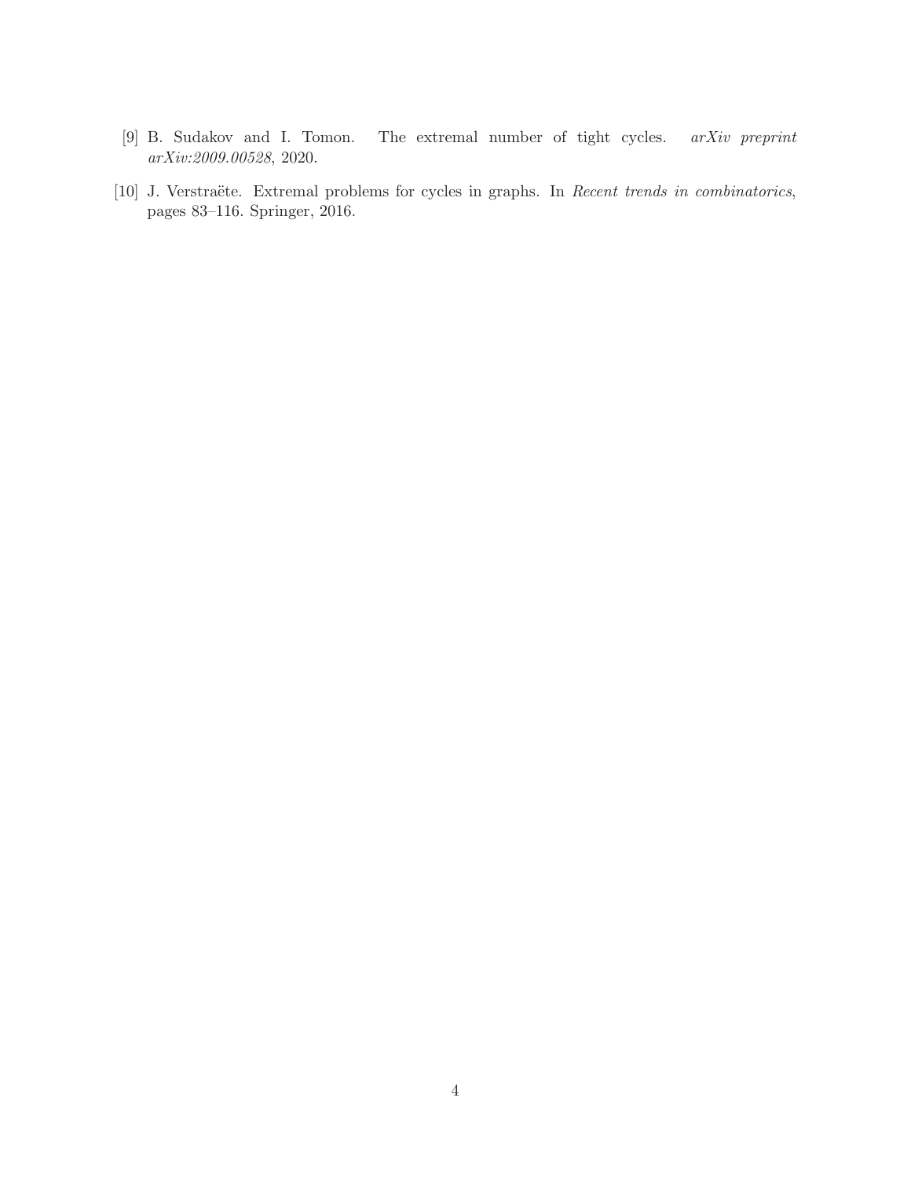[9] B. Sudakov and I. Tomon. The extremal number of tight cycles. *arXiv preprint arXiv:2009.00528*, 2020.

[10] J. Verstraëte. Extremal problems for cycles in graphs. In *Recent trends in combinatorics*, pages 83–116. Springer, 2016.